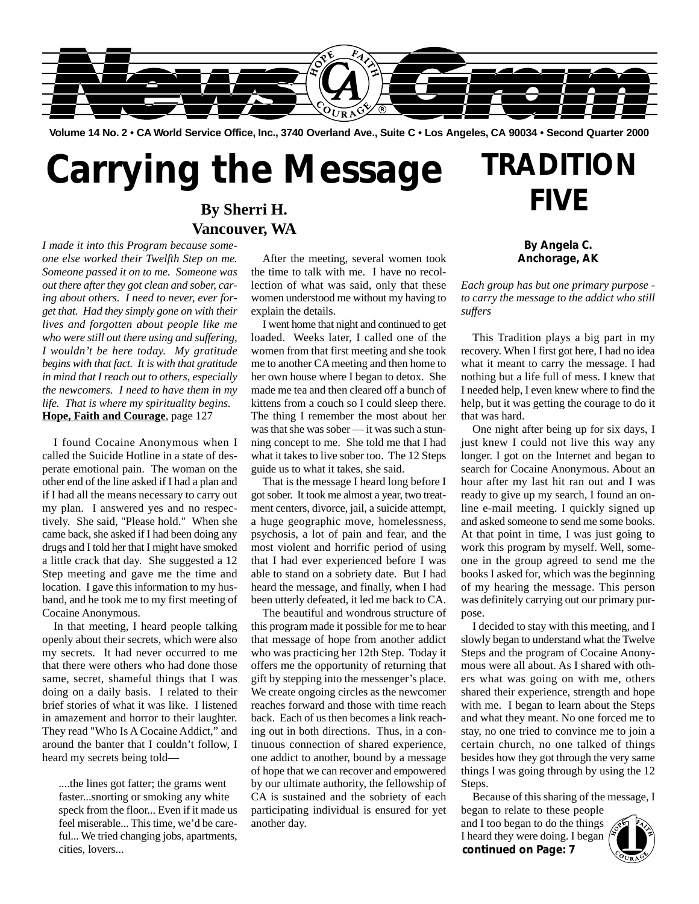# News Gram

Volume 14 No. 2 • CA World Service Office, Inc., 3740 Overland Ave., Suite C • Los Angeles, CA 90034 • Second Quarter 2000

# Carrying the Message

**By Sherri H.**
**Vancouver, WA**

*I made it into this Program because someone else worked their Twelfth Step on me. Someone passed it on to me. Someone was out there after they got clean and sober, caring about others. I need to never, ever forget that. Had they simply gone on with their lives and forgotten about people like me who were still out there using and suffering, I wouldn't be here today. My gratitude begins with that fact. It is with that gratitude in mind that I reach out to others, especially the newcomers. I need to have them in my life. That is where my spirituality begins.*
**Hope, Faith and Courage**, page 127

I found Cocaine Anonymous when I called the Suicide Hotline in a state of desperate emotional pain. The woman on the other end of the line asked if I had a plan and if I had all the means necessary to carry out my plan. I answered yes and no respectively. She said, "Please hold." When she came back, she asked if I had been doing any drugs and I told her that I might have smoked a little crack that day. She suggested a 12 Step meeting and gave me the time and location. I gave this information to my husband, and he took me to my first meeting of Cocaine Anonymous.

In that meeting, I heard people talking openly about their secrets, which were also my secrets. It had never occurred to me that there were others who had done those same, secret, shameful things that I was doing on a daily basis. I related to their brief stories of what it was like. I listened in amazement and horror to their laughter. They read "Who Is A Cocaine Addict," and around the banter that I couldn't follow, I heard my secrets being told—

> ....the lines got fatter; the grams went faster...snorting or smoking any white speck from the floor... Even if it made us feel miserable... This time, we'd be careful... We tried changing jobs, apartments, cities, lovers...

After the meeting, several women took the time to talk with me. I have no recollection of what was said, only that these women understood me without my having to explain the details.

I went home that night and continued to get loaded. Weeks later, I called one of the women from that first meeting and she took me to another CA meeting and then home to her own house where I began to detox. She made me tea and then cleared off a bunch of kittens from a couch so I could sleep there. The thing I remember the most about her was that she was sober — it was such a stunning concept to me. She told me that I had what it takes to live sober too. The 12 Steps guide us to what it takes, she said.

That is the message I heard long before I got sober. It took me almost a year, two treatment centers, divorce, jail, a suicide attempt, a huge geographic move, homelessness, psychosis, a lot of pain and fear, and the most violent and horrific period of using that I had ever experienced before I was able to stand on a sobriety date. But I had heard the message, and finally, when I had been utterly defeated, it led me back to CA.

The beautiful and wondrous structure of this program made it possible for me to hear that message of hope from another addict who was practicing her 12th Step. Today it offers me the opportunity of returning that gift by stepping into the messenger's place. We create ongoing circles as the newcomer reaches forward and those with time reach back. Each of us then becomes a link reaching out in both directions. Thus, in a continuous connection of shared experience, one addict to another, bound by a message of hope that we can recover and empowered by our ultimate authority, the fellowship of CA is sustained and the sobriety of each participating individual is ensured for yet another day.

# TRADITION FIVE

**By Angela C.**
**Anchorage, AK**

*Each group has but one primary purpose - to carry the message to the addict who still suffers*

This Tradition plays a big part in my recovery. When I first got here, I had no idea what it meant to carry the message. I had nothing but a life full of mess. I knew that I needed help, I even knew where to find the help, but it was getting the courage to do it that was hard.

One night after being up for six days, I just knew I could not live this way any longer. I got on the Internet and began to search for Cocaine Anonymous. About an hour after my last hit ran out and I was ready to give up my search, I found an online e-mail meeting. I quickly signed up and asked someone to send me some books. At that point in time, I was just going to work this program by myself. Well, someone in the group agreed to send me the books I asked for, which was the beginning of my hearing the message. This person was definitely carrying out our primary purpose.

I decided to stay with this meeting, and I slowly began to understand what the Twelve Steps and the program of Cocaine Anonymous were all about. As I shared with others what was going on with me, others shared their experience, strength and hope with me. I began to learn about the Steps and what they meant. No one forced me to stay, no one tried to convince me to join a certain church, no one talked of things besides how they got through the very same things I was going through by using the 12 Steps.

Because of this sharing of the message, I began to relate to these people and I too began to do the things I heard they were doing. I began

**continued on Page: 7**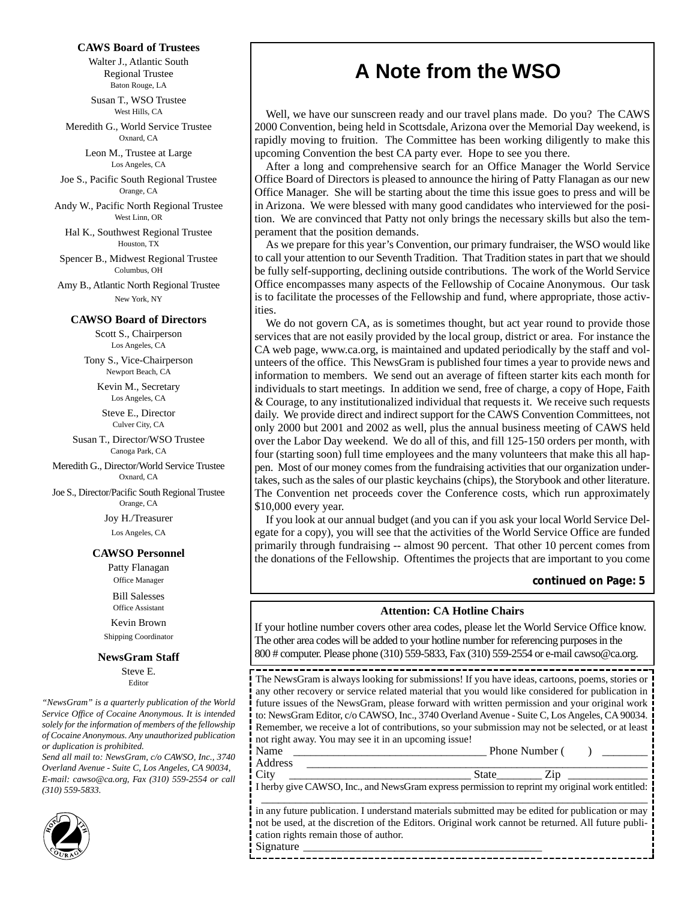**CAWS Board of Trustees**

Walter J., Atlantic South Regional Trustee
Baton Rouge, LA

Susan T., WSO Trustee
West Hills, CA

Meredith G., World Service Trustee
Oxnard, CA

Leon M., Trustee at Large
Los Angeles, CA

Joe S., Pacific South Regional Trustee
Orange, CA

Andy W., Pacific North Regional Trustee
West Linn, OR

Hal K., Southwest Regional Trustee
Houston, TX

Spencer B., Midwest Regional Trustee
Columbus, OH

Amy B., Atlantic North Regional Trustee
New York, NY

**CAWSO Board of Directors**

Scott S., Chairperson
Los Angeles, CA

Tony S., Vice-Chairperson
Newport Beach, CA

Kevin M., Secretary
Los Angeles, CA

Steve E., Director
Culver City, CA

Susan T., Director/WSO Trustee
Canoga Park, CA

Meredith G., Director/World Service Trustee
Oxnard, CA

Joe S., Director/Pacific South Regional Trustee
Orange, CA

Joy H./Treasurer
Los Angeles, CA

**CAWSO Personnel**

Patty Flanagan
Office Manager

Bill Salesses
Office Assistant

Kevin Brown
Shipping Coordinator

**NewsGram Staff**

Steve E.
Editor

*"NewsGram" is a quarterly publication of the World Service Office of Cocaine Anonymous. It is intended solely for the information of members of the fellowship of Cocaine Anonymous. Any unauthorized publication or duplication is prohibited.*
*Send all mail to: NewsGram, c/o CAWSO, Inc., 3740 Overland Avenue - Suite C, Los Angeles, CA 90034, E-mail: cawso@ca.org, Fax (310) 559-2554 or call (310) 559-5833.*

# A Note from the WSO

Well, we have our sunscreen ready and our travel plans made. Do you? The CAWS 2000 Convention, being held in Scottsdale, Arizona over the Memorial Day weekend, is rapidly moving to fruition. The Committee has been working diligently to make this upcoming Convention the best CA party ever. Hope to see you there.

After a long and comprehensive search for an Office Manager the World Service Office Board of Directors is pleased to announce the hiring of Patty Flanagan as our new Office Manager. She will be starting about the time this issue goes to press and will be in Arizona. We were blessed with many good candidates who interviewed for the position. We are convinced that Patty not only brings the necessary skills but also the temperament that the position demands.

As we prepare for this year's Convention, our primary fundraiser, the WSO would like to call your attention to our Seventh Tradition. That Tradition states in part that we should be fully self-supporting, declining outside contributions. The work of the World Service Office encompasses many aspects of the Fellowship of Cocaine Anonymous. Our task is to facilitate the processes of the Fellowship and fund, where appropriate, those activities.

We do not govern CA, as is sometimes thought, but act year round to provide those services that are not easily provided by the local group, district or area. For instance the CA web page, www.ca.org, is maintained and updated periodically by the staff and volunteers of the office. This NewsGram is published four times a year to provide news and information to members. We send out an average of fifteen starter kits each month for individuals to start meetings. In addition we send, free of charge, a copy of Hope, Faith & Courage, to any institutionalized individual that requests it. We receive such requests daily. We provide direct and indirect support for the CAWS Convention Committees, not only 2000 but 2001 and 2002 as well, plus the annual business meeting of CAWS held over the Labor Day weekend. We do all of this, and fill 125-150 orders per month, with four (starting soon) full time employees and the many volunteers that make this all happen. Most of our money comes from the fundraising activities that our organization undertakes, such as the sales of our plastic keychains (chips), the Storybook and other literature. The Convention net proceeds cover the Conference costs, which run approximately $10,000 every year.

If you look at our annual budget (and you can if you ask your local World Service Delegate for a copy), you will see that the activities of the World Service Office are funded primarily through fundraising -- almost 90 percent. That other 10 percent comes from the donations of the Fellowship. Oftentimes the projects that are important to you come

**continued on Page: 5**

**Attention: CA Hotline Chairs**

If your hotline number covers other area codes, please let the World Service Office know. The other area codes will be added to your hotline number for referencing purposes in the 800 # computer. Please phone (310) 559-5833, Fax (310) 559-2554 or e-mail cawso@ca.org.

The NewsGram is always looking for submissions! If you have ideas, cartoons, poems, stories or any other recovery or service related material that you would like considered for publication in future issues of the NewsGram, please forward with written permission and your original work to: NewsGram Editor, c/o CAWSO, Inc., 3740 Overland Avenue - Suite C, Los Angeles, CA 90034. Remember, we receive a lot of contributions, so your submission may not be selected, or at least not right away. You may see it in an upcoming issue!

Name ________________________________ Phone Number ( ) ________
Address ______________________________________________________
City ______________________________ State________ Zip _____________
I herby give CAWSO, Inc., and NewsGram express permission to reprint my original work entitled:
______________________________________________________________
in any future publication. I understand materials submitted may be edited for publication or may not be used, at the discretion of the Editors. Original work cannot be returned. All future publication rights remain those of author.
Signature ________________________________________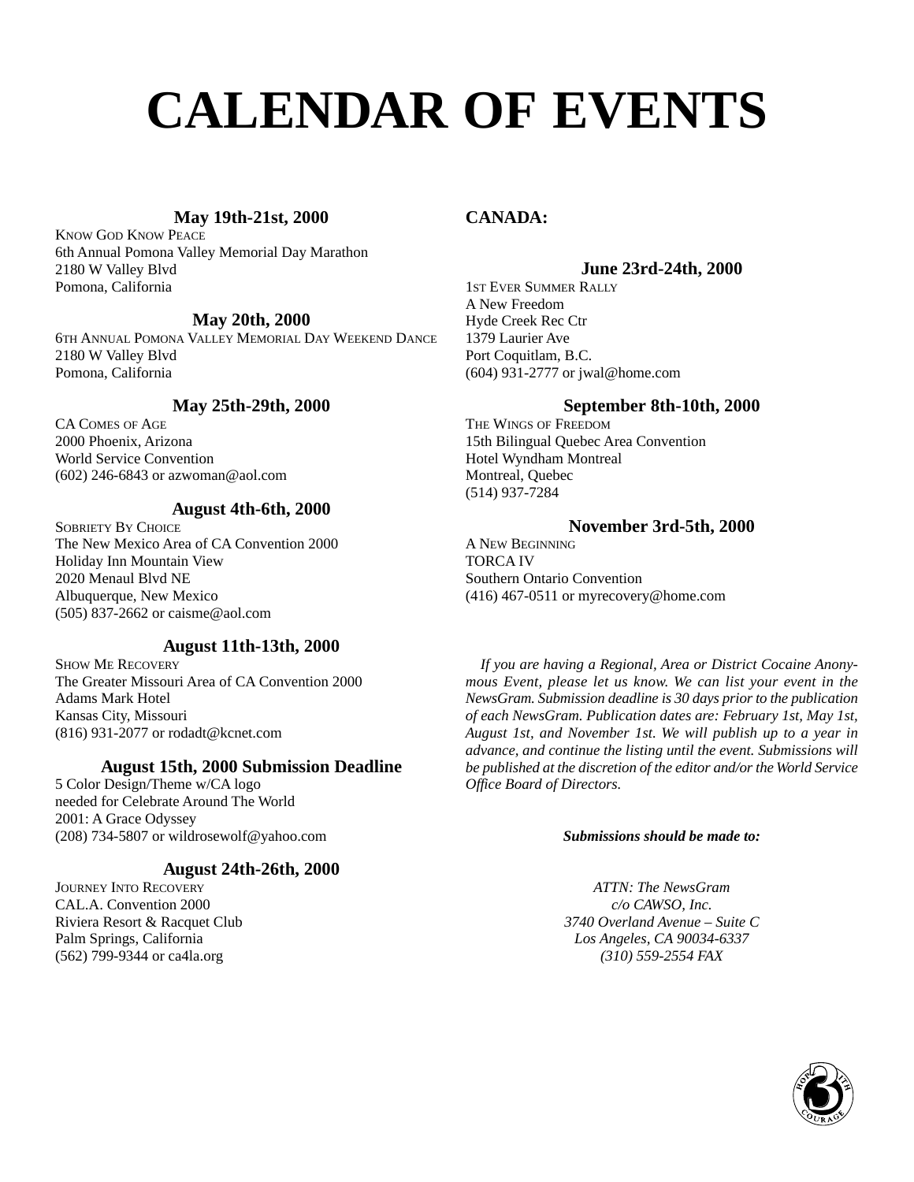# CALENDAR OF EVENTS

**May 19th-21st, 2000**

KNOW GOD KNOW PEACE
6th Annual Pomona Valley Memorial Day Marathon
2180 W Valley Blvd
Pomona, California

**May 20th, 2000**

6TH ANNUAL POMONA VALLEY MEMORIAL DAY WEEKEND DANCE
2180 W Valley Blvd
Pomona, California

**May 25th-29th, 2000**

CA COMES OF AGE
2000 Phoenix, Arizona
World Service Convention
(602) 246-6843 or azwoman@aol.com

**August 4th-6th, 2000**

SOBRIETY BY CHOICE
The New Mexico Area of CA Convention 2000
Holiday Inn Mountain View
2020 Menaul Blvd NE
Albuquerque, New Mexico
(505) 837-2662 or caisme@aol.com

**August 11th-13th, 2000**

SHOW ME RECOVERY
The Greater Missouri Area of CA Convention 2000
Adams Mark Hotel
Kansas City, Missouri
(816) 931-2077 or rodadt@kcnet.com

**August 15th, 2000 Submission Deadline**

5 Color Design/Theme w/CA logo
needed for Celebrate Around The World
2001: A Grace Odyssey
(208) 734-5807 or wildrosewolf@yahoo.com

**August 24th-26th, 2000**

JOURNEY INTO RECOVERY
CAL.A. Convention 2000
Riviera Resort & Racquet Club
Palm Springs, California
(562) 799-9344 or ca4la.org

## CANADA:

**June 23rd-24th, 2000**

1ST EVER SUMMER RALLY
A New Freedom
Hyde Creek Rec Ctr
1379 Laurier Ave
Port Coquitlam, B.C.
(604) 931-2777 or jwal@home.com

**September 8th-10th, 2000**

THE WINGS OF FREEDOM
15th Bilingual Quebec Area Convention
Hotel Wyndham Montreal
Montreal, Quebec
(514) 937-7284

**November 3rd-5th, 2000**

A NEW BEGINNING
TORCA IV
Southern Ontario Convention
(416) 467-0511 or myrecovery@home.com

*If you are having a Regional, Area or District Cocaine Anonymous Event, please let us know. We can list your event in the NewsGram. Submission deadline is 30 days prior to the publication of each NewsGram. Publication dates are: February 1st, May 1st, August 1st, and November 1st. We will publish up to a year in advance, and continue the listing until the event. Submissions will be published at the discretion of the editor and/or the World Service Office Board of Directors.*

***Submissions should be made to:***

*ATTN: The NewsGram*
*c/o CAWSO, Inc.*
*3740 Overland Avenue – Suite C*
*Los Angeles, CA 90034-6337*
*(310) 559-2554 FAX*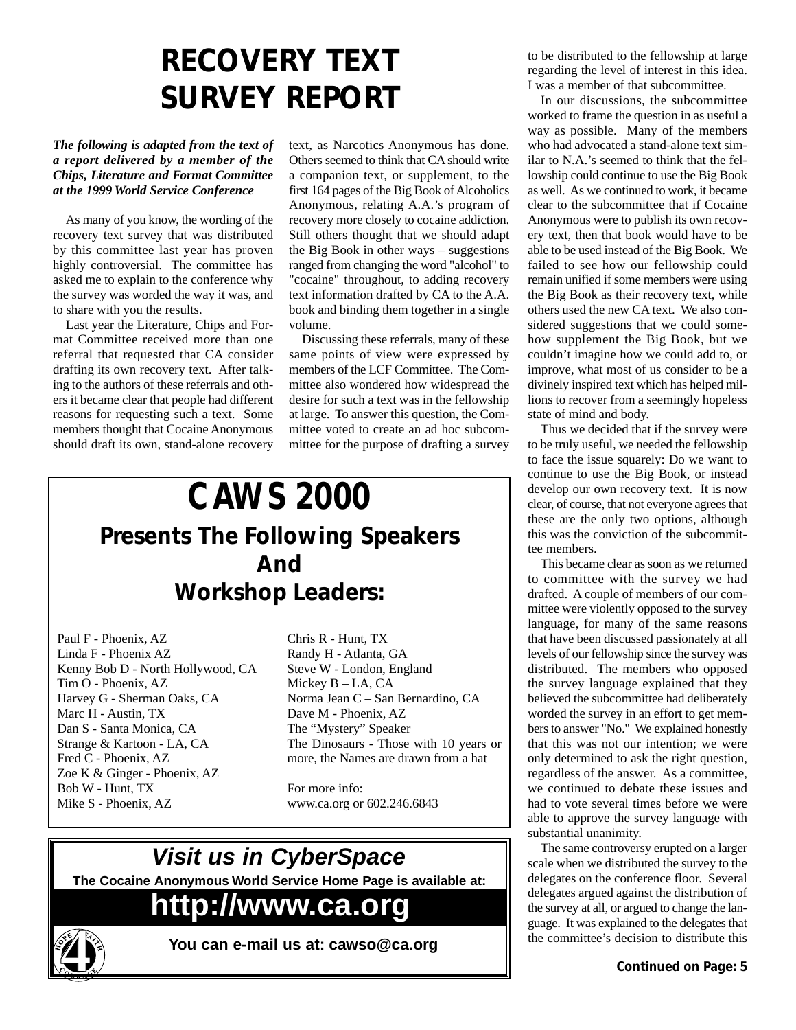# RECOVERY TEXT SURVEY REPORT

***The following is adapted from the text of a report delivered by a member of the Chips, Literature and Format Committee at the 1999 World Service Conference***

As many of you know, the wording of the recovery text survey that was distributed by this committee last year has proven highly controversial. The committee has asked me to explain to the conference why the survey was worded the way it was, and to share with you the results.

Last year the Literature, Chips and Format Committee received more than one referral that requested that CA consider drafting its own recovery text. After talking to the authors of these referrals and others it became clear that people had different reasons for requesting such a text. Some members thought that Cocaine Anonymous should draft its own, stand-alone recovery text, as Narcotics Anonymous has done. Others seemed to think that CA should write a companion text, or supplement, to the first 164 pages of the Big Book of Alcoholics Anonymous, relating A.A.'s program of recovery more closely to cocaine addiction. Still others thought that we should adapt the Big Book in other ways – suggestions ranged from changing the word "alcohol" to "cocaine" throughout, to adding recovery text information drafted by CA to the A.A. book and binding them together in a single volume.

Discussing these referrals, many of these same points of view were expressed by members of the LCF Committee. The Committee also wondered how widespread the desire for such a text was in the fellowship at large. To answer this question, the Committee voted to create an ad hoc subcommittee for the purpose of drafting a survey to be distributed to the fellowship at large regarding the level of interest in this idea. I was a member of that subcommittee.

In our discussions, the subcommittee worked to frame the question in as useful a way as possible. Many of the members who had advocated a stand-alone text similar to N.A.'s seemed to think that the fellowship could continue to use the Big Book as well. As we continued to work, it became clear to the subcommittee that if Cocaine Anonymous were to publish its own recovery text, then that book would have to be able to be used instead of the Big Book. We failed to see how our fellowship could remain unified if some members were using the Big Book as their recovery text, while others used the new CA text. We also considered suggestions that we could somehow supplement the Big Book, but we couldn't imagine how we could add to, or improve, what most of us consider to be a divinely inspired text which has helped millions to recover from a seemingly hopeless state of mind and body.

Thus we decided that if the survey were to be truly useful, we needed the fellowship to face the issue squarely: Do we want to continue to use the Big Book, or instead develop our own recovery text. It is now clear, of course, that not everyone agrees that these are the only two options, although this was the conviction of the subcommittee members.

This became clear as soon as we returned to committee with the survey we had drafted. A couple of members of our committee were violently opposed to the survey language, for many of the same reasons that have been discussed passionately at all levels of our fellowship since the survey was distributed. The members who opposed the survey language explained that they believed the subcommittee had deliberately worded the survey in an effort to get members to answer "No." We explained honestly that this was not our intention; we were only determined to ask the right question, regardless of the answer. As a committee, we continued to debate these issues and had to vote several times before we were able to approve the survey language with substantial unanimity.

The same controversy erupted on a larger scale when we distributed the survey to the delegates on the conference floor. Several delegates argued against the distribution of the survey at all, or argued to change the language. It was explained to the delegates that the committee's decision to distribute this

**Continued on Page: 5**

---

# CAWS 2000

## Presents The Following Speakers And Workshop Leaders:

Paul F - Phoenix, AZ
Linda F - Phoenix AZ
Kenny Bob D - North Hollywood, CA
Tim O - Phoenix, AZ
Harvey G - Sherman Oaks, CA
Marc H - Austin, TX
Dan S - Santa Monica, CA
Strange & Kartoon - LA, CA
Fred C - Phoenix, AZ
Zoe K & Ginger - Phoenix, AZ
Bob W - Hunt, TX
Mike S - Phoenix, AZ
Chris R - Hunt, TX
Randy H - Atlanta, GA
Steve W - London, England
Mickey B – LA, CA
Norma Jean C – San Bernardino, CA
Dave M - Phoenix, AZ
The "Mystery" Speaker
The Dinosaurs - Those with 10 years or more, the Names are drawn from a hat

For more info:
www.ca.org or 602.246.6843

---

## *Visit us in CyberSpace*

**The Cocaine Anonymous World Service Home Page is available at:**

# http://www.ca.org

**You can e-mail us at: cawso@ca.org**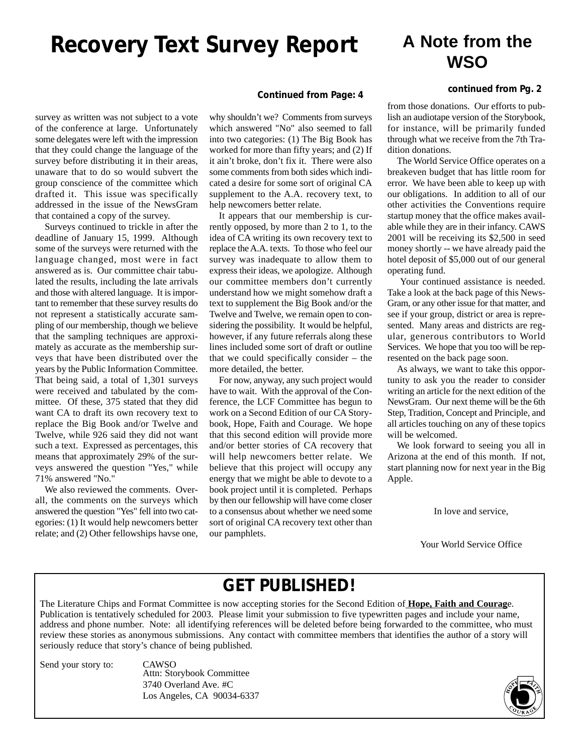# Recovery Text Survey Report

**Continued from Page: 4**

survey as written was not subject to a vote of the conference at large. Unfortunately some delegates were left with the impression that they could change the language of the survey before distributing it in their areas, unaware that to do so would subvert the group conscience of the committee which drafted it. This issue was specifically addressed in the issue of the NewsGram that contained a copy of the survey.

Surveys continued to trickle in after the deadline of January 15, 1999. Although some of the surveys were returned with the language changed, most were in fact answered as is. Our committee chair tabulated the results, including the late arrivals and those with altered language. It is important to remember that these survey results do not represent a statistically accurate sampling of our membership, though we believe that the sampling techniques are approximately as accurate as the membership surveys that have been distributed over the years by the Public Information Committee. That being said, a total of 1,301 surveys were received and tabulated by the committee. Of these, 375 stated that they did want CA to draft its own recovery text to replace the Big Book and/or Twelve and Twelve, while 926 said they did not want such a text. Expressed as percentages, this means that approximately 29% of the surveys answered the question "Yes," while 71% answered "No."

We also reviewed the comments. Overall, the comments on the surveys which answered the question "Yes" fell into two categories: (1) It would help newcomers better relate; and (2) Other fellowships havse one, why shouldn't we? Comments from surveys which answered "No" also seemed to fall into two categories: (1) The Big Book has worked for more than fifty years; and (2) If it ain't broke, don't fix it. There were also some comments from both sides which indicated a desire for some sort of original CA supplement to the A.A. recovery text, to help newcomers better relate.

It appears that our membership is currently opposed, by more than 2 to 1, to the idea of CA writing its own recovery text to replace the A.A. texts. To those who feel our survey was inadequate to allow them to express their ideas, we apologize. Although our committee members don't currently understand how we might somehow draft a text to supplement the Big Book and/or the Twelve and Twelve, we remain open to considering the possibility. It would be helpful, however, if any future referrals along these lines included some sort of draft or outline that we could specifically consider – the more detailed, the better.

For now, anyway, any such project would have to wait. With the approval of the Conference, the LCF Committee has begun to work on a Second Edition of our CA Storybook, Hope, Faith and Courage. We hope that this second edition will provide more and/or better stories of CA recovery that will help newcomers better relate. We believe that this project will occupy any energy that we might be able to devote to a book project until it is completed. Perhaps by then our fellowship will have come closer to a consensus about whether we need some sort of original CA recovery text other than our pamphlets.

# A Note from the WSO

**continued from Pg. 2**

from those donations. Our efforts to publish an audiotape version of the Storybook, for instance, will be primarily funded through what we receive from the 7th Tradition donations.

The World Service Office operates on a breakeven budget that has little room for error. We have been able to keep up with our obligations. In addition to all of our other activities the Conventions require startup money that the office makes available while they are in their infancy. CAWS 2001 will be receiving its $2,500 in seed money shortly -- we have already paid the hotel deposit of $5,000 out of our general operating fund.

Your continued assistance is needed. Take a look at the back page of this NewsGram, or any other issue for that matter, and see if your group, district or area is represented. Many areas and districts are regular, generous contributors to World Services. We hope that you too will be represented on the back page soon.

As always, we want to take this opportunity to ask you the reader to consider writing an article for the next edition of the NewsGram. Our next theme will be the 6th Step, Tradition, Concept and Principle, and all articles touching on any of these topics will be welcomed.

We look forward to seeing you all in Arizona at the end of this month. If not, start planning now for next year in the Big Apple.

In love and service,

Your World Service Office

## GET PUBLISHED!

The Literature Chips and Format Committee is now accepting stories for the Second Edition of **Hope, Faith and Courag**e. Publication is tentatively scheduled for 2003. Please limit your submission to five typewritten pages and include your name, address and phone number. Note: all identifying references will be deleted before being forwarded to the committee, who must review these stories as anonymous submissions. Any contact with committee members that identifies the author of a story will seriously reduce that story's chance of being published.

Send your story to:

CAWSO
Attn: Storybook Committee
3740 Overland Ave. #C
Los Angeles, CA 90034-6337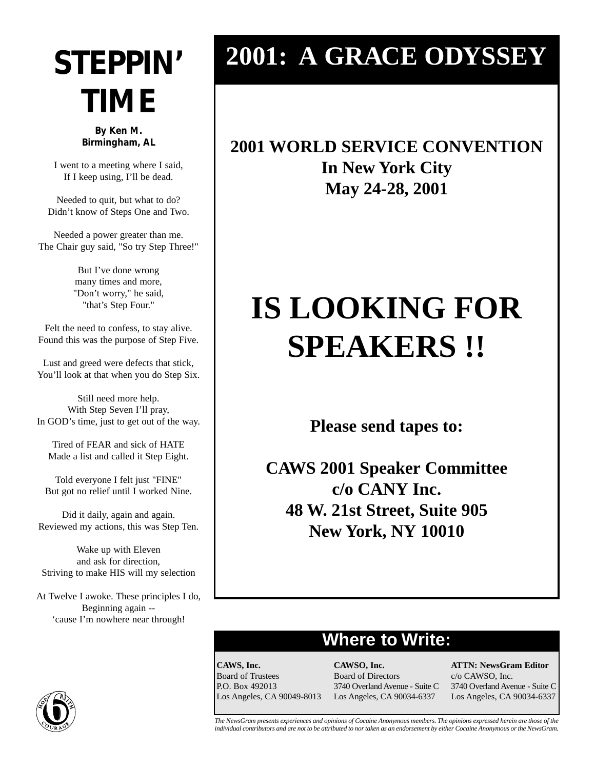# STEPPIN' TIME

**By Ken M.**
**Birmingham, AL**

I went to a meeting where I said,
If I keep using, I'll be dead.

Needed to quit, but what to do?
Didn't know of Steps One and Two.

Needed a power greater than me.
The Chair guy said, "So try Step Three!"

But I've done wrong
many times and more,
"Don't worry," he said,
"that's Step Four."

Felt the need to confess, to stay alive.
Found this was the purpose of Step Five.

Lust and greed were defects that stick,
You'll look at that when you do Step Six.

Still need more help.
With Step Seven I'll pray,
In GOD's time, just to get out of the way.

Tired of FEAR and sick of HATE
Made a list and called it Step Eight.

Told everyone I felt just "FINE"
But got no relief until I worked Nine.

Did it daily, again and again.
Reviewed my actions, this was Step Ten.

Wake up with Eleven
and ask for direction,
Striving to make HIS will my selection

At Twelve I awoke. These principles I do,
Beginning again --
'cause I'm nowhere near through!

# 2001: A GRACE ODYSSEY

**2001 WORLD SERVICE CONVENTION**
**In New York City**
**May 24-28, 2001**

## IS LOOKING FOR SPEAKERS !!

**Please send tapes to:**

**CAWS 2001 Speaker Committee**
**c/o CANY Inc.**
**48 W. 21st Street, Suite 905**
**New York, NY 10010**

## Where to Write:

| **CAWS, Inc.** | **CAWSO, Inc.** | **ATTN: NewsGram Editor** |
|---|---|---|
| Board of Trustees | Board of Directors | c/o CAWSO, Inc. |
| P.O. Box 492013 | 3740 Overland Avenue - Suite C | 3740 Overland Avenue - Suite C |
| Los Angeles, CA 90049-8013 | Los Angeles, CA 90034-6337 | Los Angeles, CA 90034-6337 |

*The NewsGram presents experiences and opinions of Cocaine Anonymous members. The opinions expressed herein are those of the individual contributors and are not to be attributed to nor taken as an endorsement by either Cocaine Anonymous or the NewsGram.*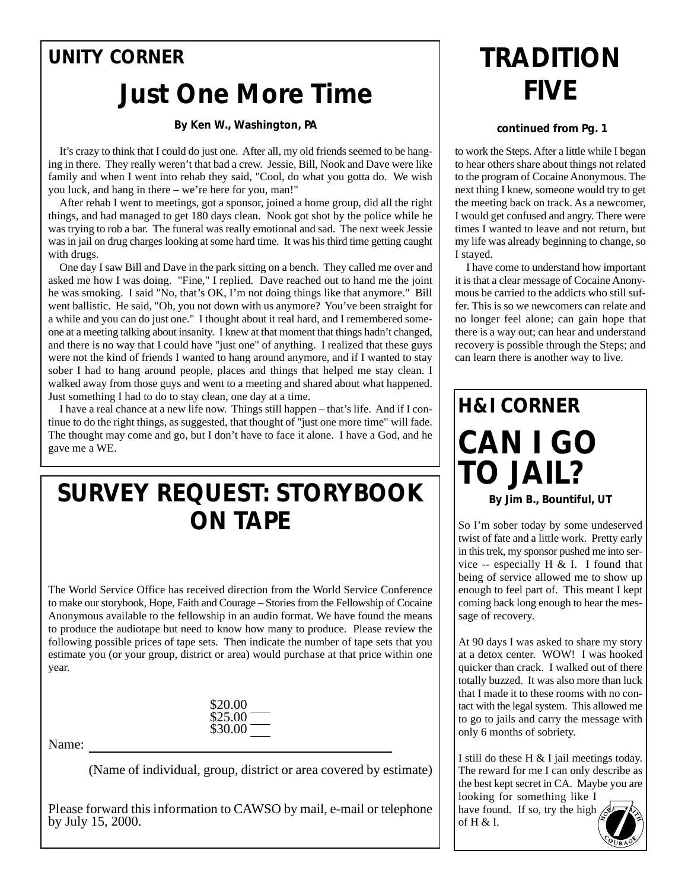## UNITY CORNER

# Just One More Time

**By Ken W., Washington, PA**

It's crazy to think that I could do just one. After all, my old friends seemed to be hanging in there. They really weren't that bad a crew. Jessie, Bill, Nook and Dave were like family and when I went into rehab they said, "Cool, do what you gotta do. We wish you luck, and hang in there – we're here for you, man!"

After rehab I went to meetings, got a sponsor, joined a home group, did all the right things, and had managed to get 180 days clean. Nook got shot by the police while he was trying to rob a bar. The funeral was really emotional and sad. The next week Jessie was in jail on drug charges looking at some hard time. It was his third time getting caught with drugs.

One day I saw Bill and Dave in the park sitting on a bench. They called me over and asked me how I was doing. "Fine," I replied. Dave reached out to hand me the joint he was smoking. I said "No, that's OK, I'm not doing things like that anymore." Bill went ballistic. He said, "Oh, you not down with us anymore? You've been straight for a while and you can do just one." I thought about it real hard, and I remembered someone at a meeting talking about insanity. I knew at that moment that things hadn't changed, and there is no way that I could have "just one" of anything. I realized that these guys were not the kind of friends I wanted to hang around anymore, and if I wanted to stay sober I had to hang around people, places and things that helped me stay clean. I walked away from those guys and went to a meeting and shared about what happened. Just something I had to do to stay clean, one day at a time.

I have a real chance at a new life now. Things still happen – that's life. And if I continue to do the right things, as suggested, that thought of "just one more time" will fade. The thought may come and go, but I don't have to face it alone. I have a God, and he gave me a WE.

# SURVEY REQUEST: STORYBOOK ON TAPE

The World Service Office has received direction from the World Service Conference to make our storybook, Hope, Faith and Courage – Stories from the Fellowship of Cocaine Anonymous available to the fellowship in an audio format. We have found the means to produce the audiotape but need to know how many to produce. Please review the following possible prices of tape sets. Then indicate the number of tape sets that you estimate you (or your group, district or area) would purchase at that price within one year.

$20.00 ___
$25.00 ___
$30.00 ___

Name: ________________________________

(Name of individual, group, district or area covered by estimate)

Please forward this information to CAWSO by mail, e-mail or telephone by July 15, 2000.

# TRADITION FIVE

**continued from Pg. 1**

to work the Steps. After a little while I began to hear others share about things not related to the program of Cocaine Anonymous. The next thing I knew, someone would try to get the meeting back on track. As a newcomer, I would get confused and angry. There were times I wanted to leave and not return, but my life was already beginning to change, so I stayed.

I have come to understand how important it is that a clear message of Cocaine Anonymous be carried to the addicts who still suffer. This is so we newcomers can relate and no longer feel alone; can gain hope that there is a way out; can hear and understand recovery is possible through the Steps; and can learn there is another way to live.

## H&I CORNER

# CAN I GO TO JAIL?

**By Jim B., Bountiful, UT**

So I'm sober today by some undeserved twist of fate and a little work. Pretty early in this trek, my sponsor pushed me into service -- especially H & I. I found that being of service allowed me to show up enough to feel part of. This meant I kept coming back long enough to hear the message of recovery.

At 90 days I was asked to share my story at a detox center. WOW! I was hooked quicker than crack. I walked out of there totally buzzed. It was also more than luck that I made it to these rooms with no contact with the legal system. This allowed me to go to jails and carry the message with only 6 months of sobriety.

I still do these H & I jail meetings today. The reward for me I can only describe as the best kept secret in CA. Maybe you are looking for something like I have found. If so, try the high of H & I.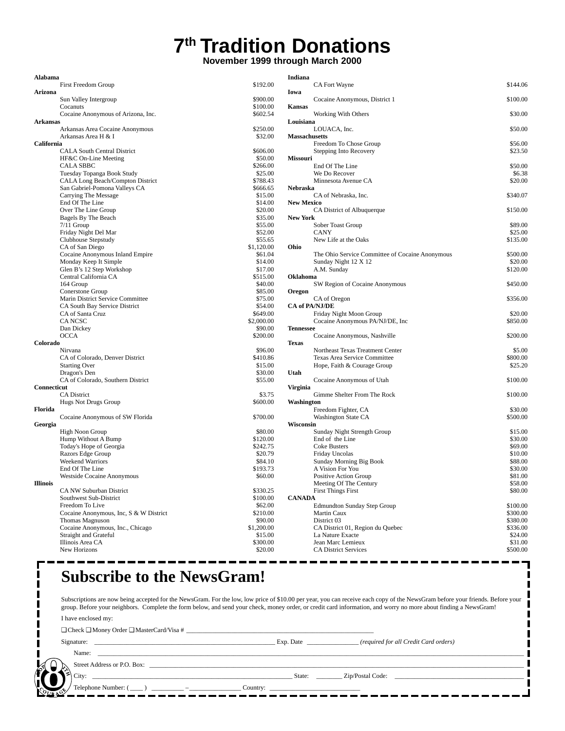# 7th Tradition Donations

**November 1999 through March 2000**

| | |
|---|---|
| **Alabama** | |
| First Freedom Group | $192.00 |
| **Arizona** | |
| Sun Valley Intergroup | $900.00 |
| Cocanuts | $100.00 |
| Cocaine Anonymous of Arizona, Inc. | $602.54 |
| **Arkansas** | |
| Arkansas Area Cocaine Anonymous | $250.00 |
| Arkansas Area H & I | $32.00 |
| **California** | |
| CALA South Central District | $606.00 |
| HF&C On-Line Meeting | $50.00 |
| CALA SBBC | $266.00 |
| Tuesday Topanga Book Study | $25.00 |
| CALA Long Beach/Compton District | $788.43 |
| San Gabriel-Pomona Valleys CA | $666.65 |
| Carrying The Message | $15.00 |
| End Of The Line | $14.00 |
| Over The Line Group | $20.00 |
| Bagels By The Beach | $35.00 |
| 7/11 Group | $55.00 |
| Friday Night Del Mar | $52.00 |
| Clubhouse Stepstudy | $55.65 |
| CA of San Diego | $1,120.00 |
| Cocaine Anonymous Inland Empire | $61.04 |
| Monday Keep It Simple | $14.00 |
| Glen B's 12 Step Workshop | $17.00 |
| Central California CA | $515.00 |
| 164 Group | $40.00 |
| Conerstone Group | $85.00 |
| Marin District Service Committee | $75.00 |
| CA South Bay Service District | $54.00 |
| CA of Santa Cruz | $649.00 |
| CA NCSC | $2,000.00 |
| Dan Dickey | $90.00 |
| OCCA | $200.00 |
| **Colorado** | |
| Nirvana | $96.00 |
| CA of Colorado, Denver District | $410.86 |
| Starting Over | $15.00 |
| Dragon's Den | $30.00 |
| CA of Colorado, Southern District | $55.00 |
| **Connecticut** | |
| CA District | $3.75 |
| Hugs Not Drugs Group | $600.00 |
| **Florida** | |
| Cocaine Anonymous of SW Florida | $700.00 |
| **Georgia** | |
| High Noon Group | $80.00 |
| Hump Without A Bump | $120.00 |
| Today's Hope of Georgia | $242.75 |
| Razors Edge Group | $20.79 |
| Weekend Warriors | $84.10 |
| End Of The Line | $193.73 |
| Westside Cocaine Anonymous | $60.00 |
| **Illinois** | |
| CA NW Suburban District | $330.25 |
| Southwest Sub-District | $100.00 |
| Freedom To Live | $62.00 |
| Cocaine Anonymous, Inc, S & W District | $210.00 |
| Thomas Magnuson | $90.00 |
| Cocaine Anonymous, Inc., Chicago | $1,200.00 |
| Straight and Grateful | $15.00 |
| Illinois Area CA | $300.00 |
| New Horizons | $20.00 |
| **Indiana** | |
| CA Fort Wayne | $144.06 |
| **Iowa** | |
| Cocaine Anonymous, District 1 | $100.00 |
| **Kansas** | |
| Working With Others | $30.00 |
| **Louisiana** | |
| LOUACA, Inc. | $50.00 |
| **Massachusetts** | |
| Freedom To Chose Group | $56.00 |
| Stepping Into Recovery | $23.50 |
| **Missouri** | |
| End Of The Line | $50.00 |
| We Do Recover | $6.38 |
| Minnesota Avenue CA | $20.00 |
| **Nebraska** | |
| CA of Nebraska, Inc. | $340.07 |
| **New Mexico** | |
| CA District of Albuquerque | $150.00 |
| **New York** | |
| Sober Toast Group | $89.00 |
| CANY | $25.00 |
| New Life at the Oaks | $135.00 |
| **Ohio** | |
| The Ohio Service Committee of Cocaine Anonymous | $500.00 |
| Sunday Night 12 X 12 | $20.00 |
| A.M. Sunday | $120.00 |
| **Oklahoma** | |
| SW Region of Cocaine Anonymous | $450.00 |
| **Oregon** | |
| CA of Oregon | $356.00 |
| **CA of PA/NJ/DE** | |
| Friday Night Moon Group | $20.00 |
| Cocaine Anonymous PA/NJ/DE, Inc | $850.00 |
| **Tennessee** | |
| Cocaine Anonymous, Nashville | $200.00 |
| **Texas** | |
| Northeast Texas Treatment Center | $5.00 |
| Texas Area Service Committee | $800.00 |
| Hope, Faith & Courage Group | $25.20 |
| **Utah** | |
| Cocaine Anonymous of Utah | $100.00 |
| **Virginia** | |
| Gimme Shelter From The Rock | $100.00 |
| **Washington** | |
| Freedom Fighter, CA | $30.00 |
| Washington State CA | $500.00 |
| **Wisconsin** | |
| Sunday Night Strength Group | $15.00 |
| End of the Line | $30.00 |
| Coke Busters | $69.00 |
| Friday Uncolas | $10.00 |
| Sunday Morning Big Book | $88.00 |
| A Vision For You | $30.00 |
| Positive Action Group | $81.00 |
| Meeting Of The Century | $58.00 |
| First Things First | $80.00 |
| **CANADA** | |
| Edmundton Sunday Step Group | $100.00 |
| Martin Caux | $300.00 |
| District 03 | $380.00 |
| CA District 01, Region du Quebec | $336.00 |
| La Nature Exacte | $24.00 |
| Jean Marc Lemieux | $31.00 |
| CA District Services | $500.00 |

## Subscribe to the NewsGram!

Subscriptions are now being accepted for the NewsGram. For the low, low price of $10.00 per year, you can receive each copy of the NewsGram before your friends. Before your group. Before your neighbors. Complete the form below, and send your check, money order, or credit card information, and worry no more about finding a NewsGram!

I have enclosed my:

❑ Check ❑ Money Order ❑ MasterCard/Visa # ____________________________

Signature: ____________________________ Exp. Date ____________ *(required for all Credit Card orders)*

Name: ____________________________

Street Address or P.O. Box: ____________________________

City: ____________________________ State: ________ Zip/Postal Code: ____________________________

Telephone Number: ( ____ ) __________ – ______________ Country: ____________________________